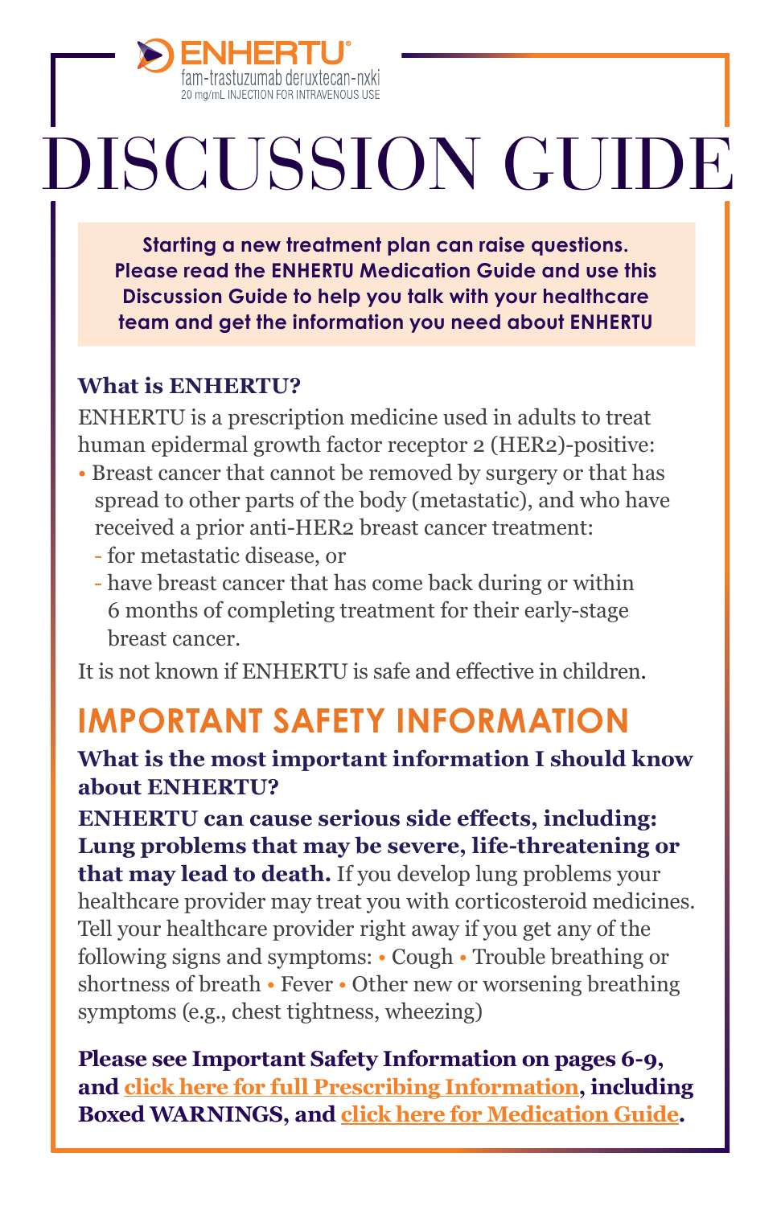ENHERTU®

fam-trastuzumab deruxtecan-nxki

20 mg/mL INJECTION FOR INTRAVENOUS USE

# DISCUSSION GUIDE

**Starting a new treatment plan can raise questions. Please read the ENHERTU Medication Guide and use this Discussion Guide to help you talk with your healthcare team and get the information you need about ENHERTU**

### What is ENHERTU?

ENHERTU is a prescription medicine used in adults to treat human epidermal growth factor receptor 2 (HER2)-positive:

- Breast cancer that cannot be removed by surgery or that has spread to other parts of the body (metastatic), and who have received a prior anti-HER2 breast cancer treatment:
  - for metastatic disease, or
  - have breast cancer that has come back during or within 6 months of completing treatment for their early-stage breast cancer.

It is not known if ENHERTU is safe and effective in children.

## IMPORTANT SAFETY INFORMATION

### What is the most important information I should know about ENHERTU?

**ENHERTU can cause serious side effects, including: Lung problems that may be severe, life-threatening or that may lead to death.** If you develop lung problems your healthcare provider may treat you with corticosteroid medicines. Tell your healthcare provider right away if you get any of the following signs and symptoms: • Cough • Trouble breathing or shortness of breath • Fever • Other new or worsening breathing symptoms (e.g., chest tightness, wheezing)

**Please see Important Safety Information on pages 6-9, and click here for full Prescribing Information, including Boxed WARNINGS, and click here for Medication Guide.**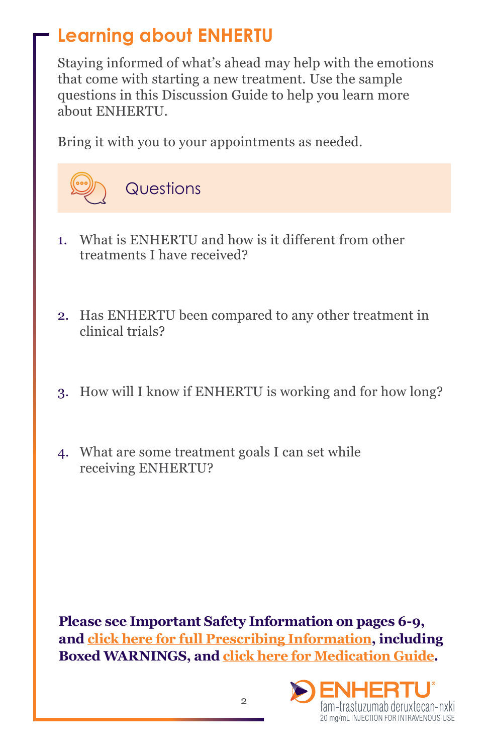## Learning about ENHERTU

Staying informed of what's ahead may help with the emotions that come with starting a new treatment. Use the sample questions in this Discussion Guide to help you learn more about ENHERTU.

Bring it with you to your appointments as needed.

### Questions

1. What is ENHERTU and how is it different from other treatments I have received?

2. Has ENHERTU been compared to any other treatment in clinical trials?

3. How will I know if ENHERTU is working and for how long?

4. What are some treatment goals I can set while receiving ENHERTU?

**Please see Important Safety Information on pages 6-9, and click here for full Prescribing Information, including Boxed WARNINGS, and click here for Medication Guide.**

ENHERTU® fam-trastuzumab deruxtecan-nxki 20 mg/mL INJECTION FOR INTRAVENOUS USE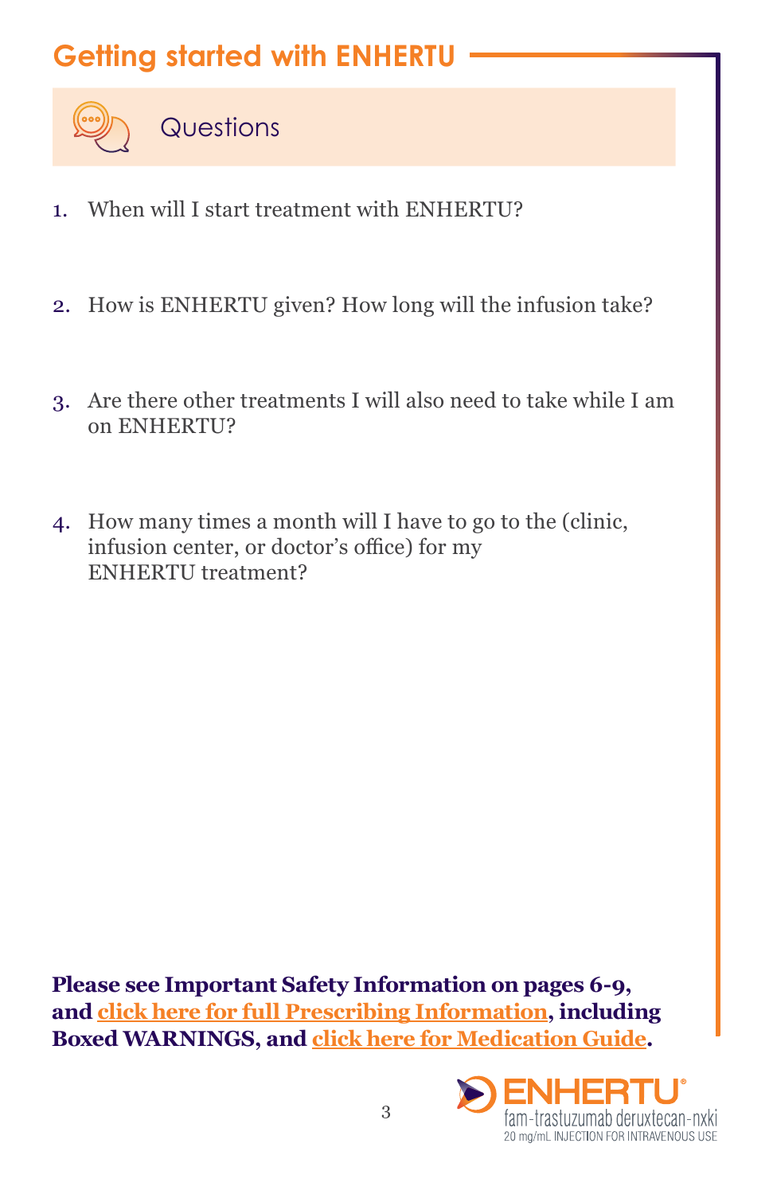## Getting started with ENHERTU

### Questions

1. When will I start treatment with ENHERTU?

2. How is ENHERTU given? How long will the infusion take?

3. Are there other treatments I will also need to take while I am on ENHERTU?

4. How many times a month will I have to go to the (clinic, infusion center, or doctor's office) for my ENHERTU treatment?

**Please see Important Safety Information on pages 6-9, and click here for full Prescribing Information, including Boxed WARNINGS, and click here for Medication Guide.**

ENHERTU® fam-trastuzumab deruxtecan-nxki 20 mg/mL INJECTION FOR INTRAVENOUS USE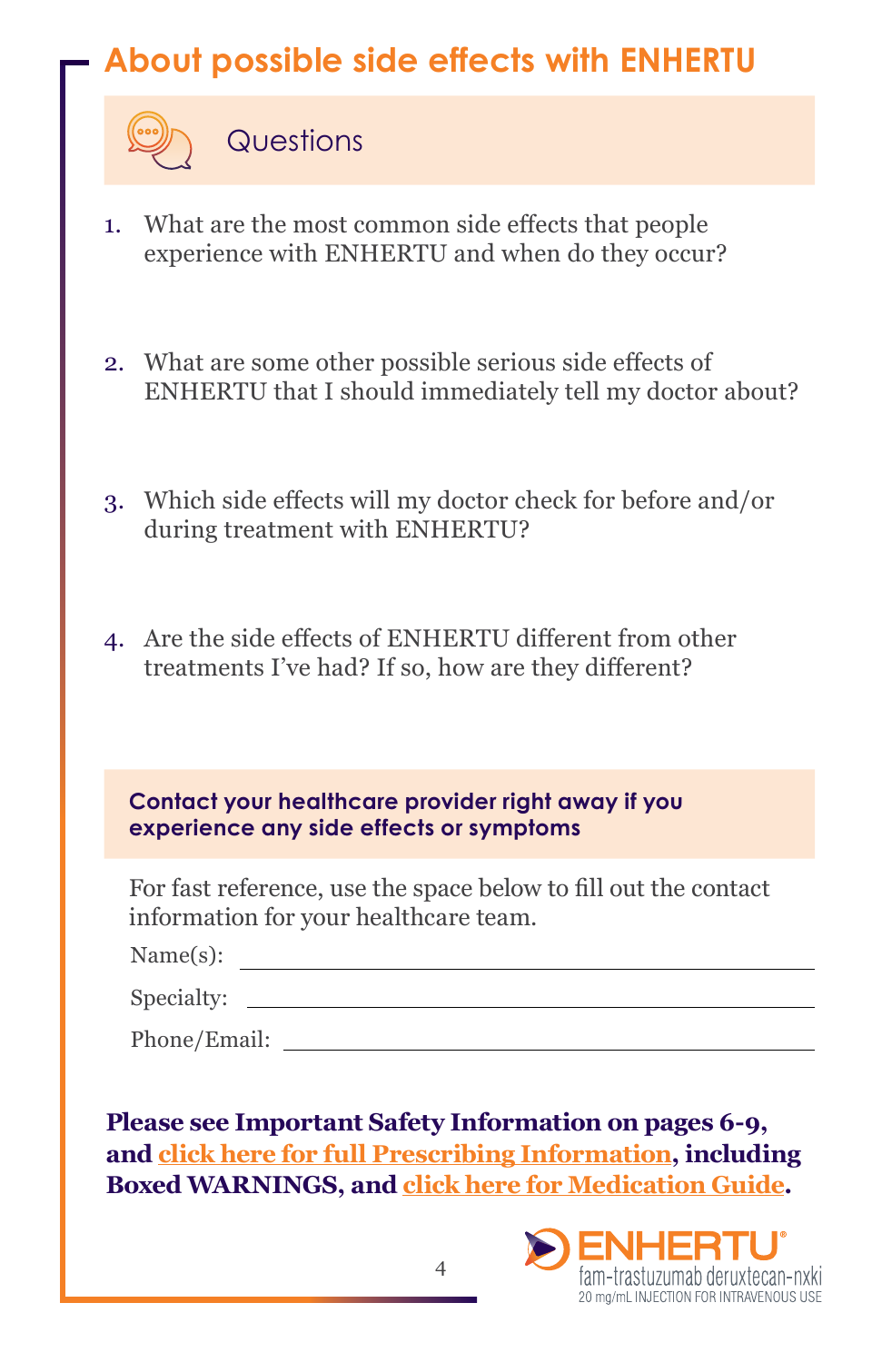# About possible side effects with ENHERTU

## Questions

1. What are the most common side effects that people experience with ENHERTU and when do they occur?

2. What are some other possible serious side effects of ENHERTU that I should immediately tell my doctor about?

3. Which side effects will my doctor check for before and/or during treatment with ENHERTU?

4. Are the side effects of ENHERTU different from other treatments I've had? If so, how are they different?

**Contact your healthcare provider right away if you experience any side effects or symptoms**

For fast reference, use the space below to fill out the contact information for your healthcare team.

Name(s): ______________________________

Specialty: ______________________________

Phone/Email: ______________________________

**Please see Important Safety Information on pages 6-9, and click here for full Prescribing Information, including Boxed WARNINGS, and click here for Medication Guide.**

ENHERTU®
fam-trastuzumab deruxtecan-nxki
20 mg/mL INJECTION FOR INTRAVENOUS USE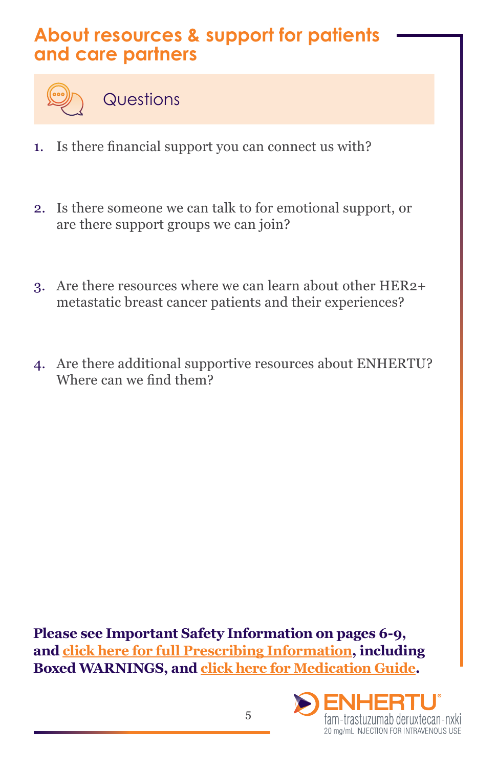# About resources & support for patients and care partners

## Questions

1. Is there financial support you can connect us with?
2. Is there someone we can talk to for emotional support, or are there support groups we can join?
3. Are there resources where we can learn about other HER2+ metastatic breast cancer patients and their experiences?
4. Are there additional supportive resources about ENHERTU? Where can we find them?

**Please see Important Safety Information on pages 6-9, and click here for full Prescribing Information, including Boxed WARNINGS, and click here for Medication Guide.**

ENHERTU® fam-trastuzumab deruxtecan-nxki 20 mg/mL INJECTION FOR INTRAVENOUS USE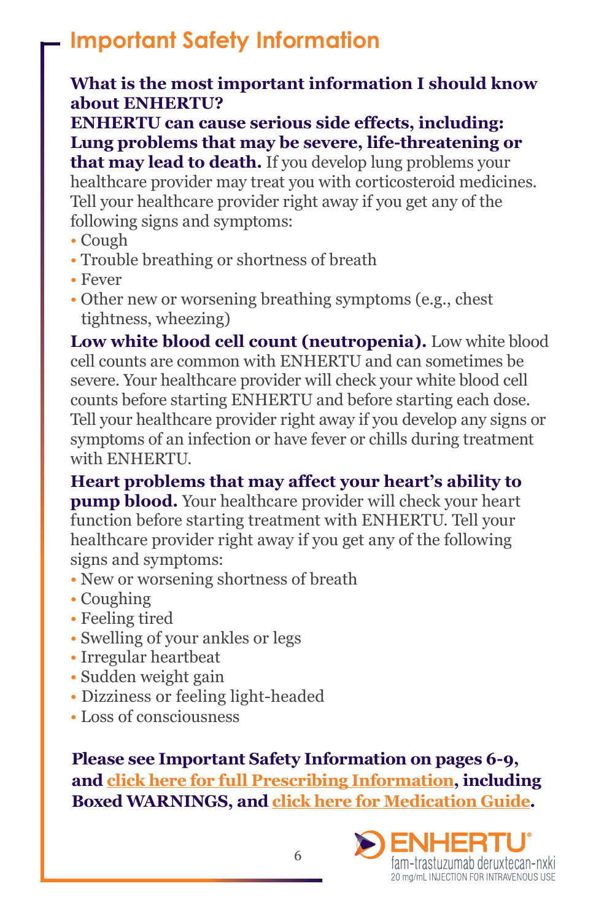## Important Safety Information

**What is the most important information I should know about ENHERTU?**

**ENHERTU can cause serious side effects, including:**

**Lung problems that may be severe, life-threatening or that may lead to death.** If you develop lung problems your healthcare provider may treat you with corticosteroid medicines. Tell your healthcare provider right away if you get any of the following signs and symptoms:

- Cough
- Trouble breathing or shortness of breath
- Fever
- Other new or worsening breathing symptoms (e.g., chest tightness, wheezing)

**Low white blood cell count (neutropenia).** Low white blood cell counts are common with ENHERTU and can sometimes be severe. Your healthcare provider will check your white blood cell counts before starting ENHERTU and before starting each dose. Tell your healthcare provider right away if you develop any signs or symptoms of an infection or have fever or chills during treatment with ENHERTU.

**Heart problems that may affect your heart's ability to pump blood.** Your healthcare provider will check your heart function before starting treatment with ENHERTU. Tell your healthcare provider right away if you get any of the following signs and symptoms:

- New or worsening shortness of breath
- Coughing
- Feeling tired
- Swelling of your ankles or legs
- Irregular heartbeat
- Sudden weight gain
- Dizziness or feeling light-headed
- Loss of consciousness

**Please see Important Safety Information on pages 6-9, and click here for full Prescribing Information, including Boxed WARNINGS, and click here for Medication Guide.**

ENHERTU®
fam-trastuzumab deruxtecan-nxki
20 mg/mL INJECTION FOR INTRAVENOUS USE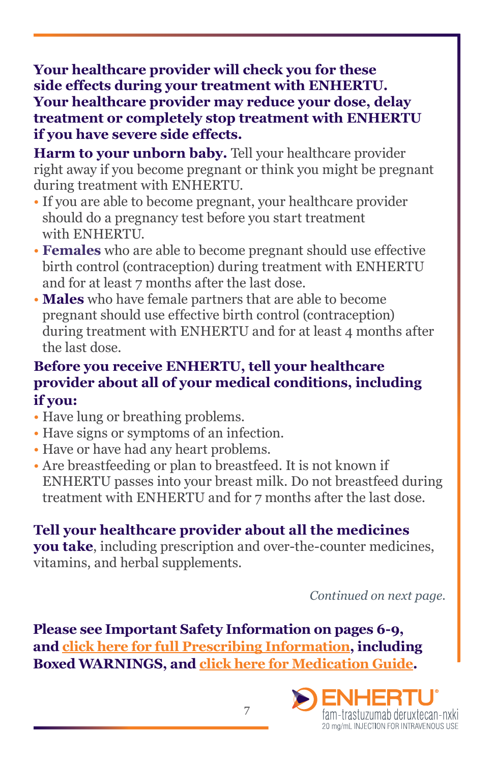**Your healthcare provider will check you for these side effects during your treatment with ENHERTU. Your healthcare provider may reduce your dose, delay treatment or completely stop treatment with ENHERTU if you have severe side effects.**

**Harm to your unborn baby.** Tell your healthcare provider right away if you become pregnant or think you might be pregnant during treatment with ENHERTU.

- If you are able to become pregnant, your healthcare provider should do a pregnancy test before you start treatment with ENHERTU.
- **Females** who are able to become pregnant should use effective birth control (contraception) during treatment with ENHERTU and for at least 7 months after the last dose.
- **Males** who have female partners that are able to become pregnant should use effective birth control (contraception) during treatment with ENHERTU and for at least 4 months after the last dose.

**Before you receive ENHERTU, tell your healthcare provider about all of your medical conditions, including if you:**

- Have lung or breathing problems.
- Have signs or symptoms of an infection.
- Have or have had any heart problems.
- Are breastfeeding or plan to breastfeed. It is not known if ENHERTU passes into your breast milk. Do not breastfeed during treatment with ENHERTU and for 7 months after the last dose.

**Tell your healthcare provider about all the medicines you take**, including prescription and over-the-counter medicines, vitamins, and herbal supplements.

*Continued on next page.*

**Please see Important Safety Information on pages 6-9, and click here for full Prescribing Information, including Boxed WARNINGS, and click here for Medication Guide.**

ENHERTU®
fam-trastuzumab deruxtecan-nxki
20 mg/mL INJECTION FOR INTRAVENOUS USE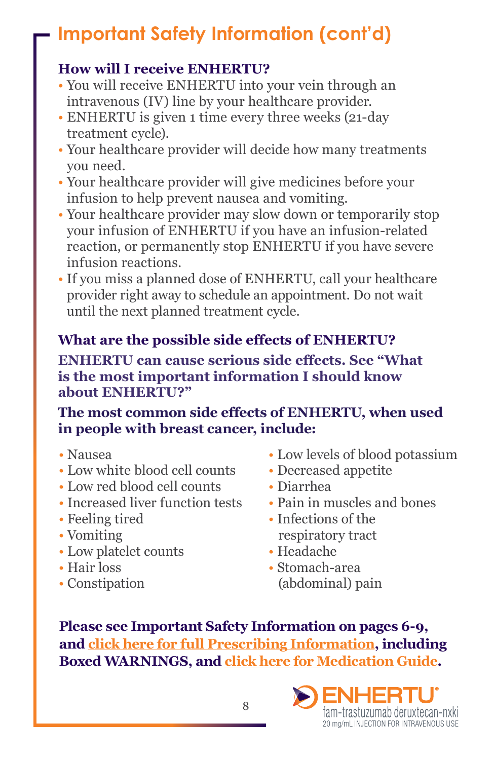# Important Safety Information (cont'd)

### How will I receive ENHERTU?

- You will receive ENHERTU into your vein through an intravenous (IV) line by your healthcare provider.
- ENHERTU is given 1 time every three weeks (21-day treatment cycle).
- Your healthcare provider will decide how many treatments you need.
- Your healthcare provider will give medicines before your infusion to help prevent nausea and vomiting.
- Your healthcare provider may slow down or temporarily stop your infusion of ENHERTU if you have an infusion-related reaction, or permanently stop ENHERTU if you have severe infusion reactions.
- If you miss a planned dose of ENHERTU, call your healthcare provider right away to schedule an appointment. Do not wait until the next planned treatment cycle.

### What are the possible side effects of ENHERTU?

**ENHERTU can cause serious side effects. See "What is the most important information I should know about ENHERTU?"**

**The most common side effects of ENHERTU, when used in people with breast cancer, include:**

- Nausea
- Low white blood cell counts
- Low red blood cell counts
- Increased liver function tests
- Feeling tired
- Vomiting
- Low platelet counts
- Hair loss
- Constipation
- Low levels of blood potassium
- Decreased appetite
- Diarrhea
- Pain in muscles and bones
- Infections of the respiratory tract
- Headache
- Stomach-area (abdominal) pain

**Please see Important Safety Information on pages 6-9, and click here for full Prescribing Information, including Boxed WARNINGS, and click here for Medication Guide.**

ENHERTU® fam-trastuzumab deruxtecan-nxki 20 mg/mL INJECTION FOR INTRAVENOUS USE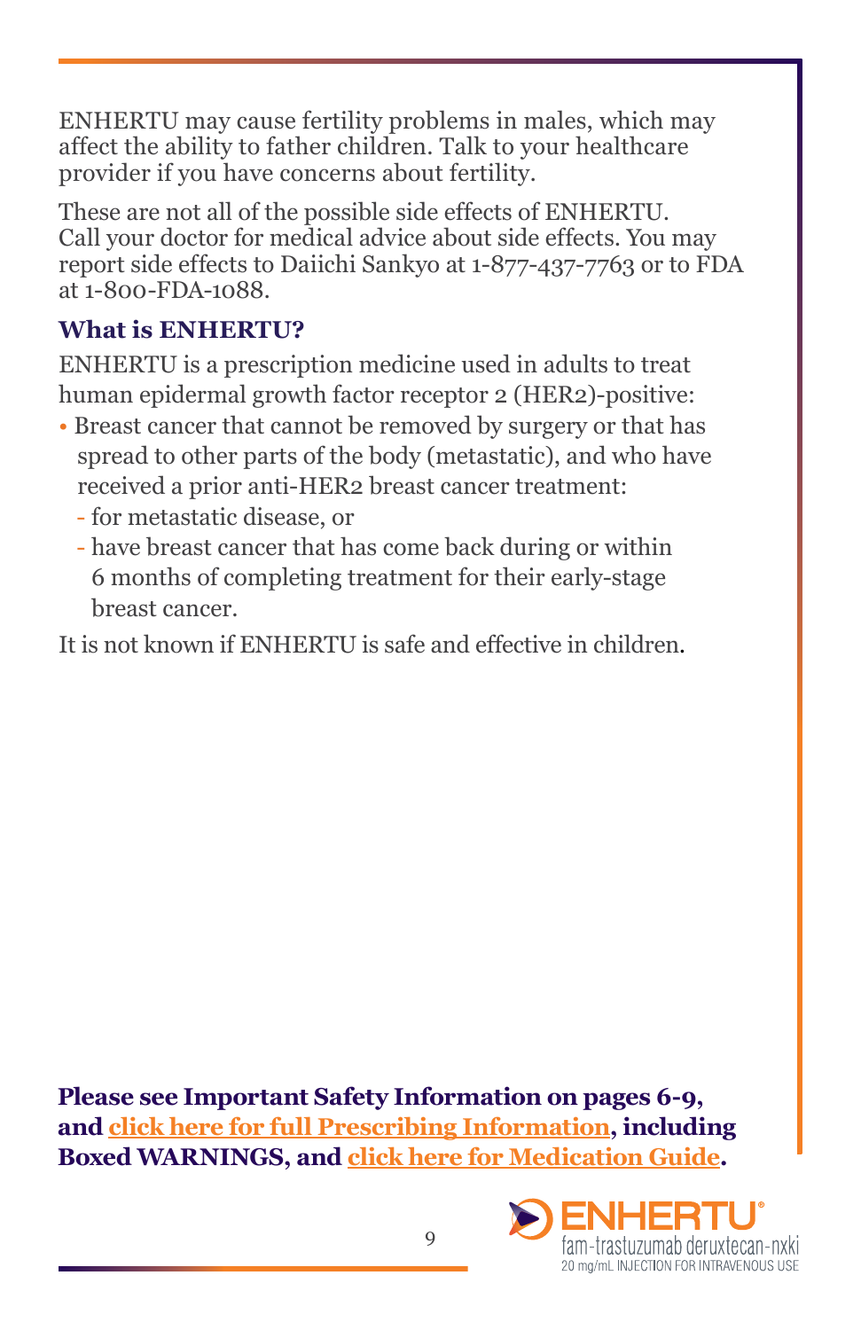ENHERTU may cause fertility problems in males, which may affect the ability to father children. Talk to your healthcare provider if you have concerns about fertility.

These are not all of the possible side effects of ENHERTU. Call your doctor for medical advice about side effects. You may report side effects to Daiichi Sankyo at 1-877-437-7763 or to FDA at 1-800-FDA-1088.

### What is ENHERTU?

ENHERTU is a prescription medicine used in adults to treat human epidermal growth factor receptor 2 (HER2)-positive:

- Breast cancer that cannot be removed by surgery or that has spread to other parts of the body (metastatic), and who have received a prior anti-HER2 breast cancer treatment:
  - for metastatic disease, or
  - have breast cancer that has come back during or within 6 months of completing treatment for their early-stage breast cancer.

It is not known if ENHERTU is safe and effective in children.

**Please see Important Safety Information on pages 6-9, and click here for full Prescribing Information, including Boxed WARNINGS, and click here for Medication Guide.**

ENHERTU®
fam-trastuzumab deruxtecan-nxki
20 mg/mL INJECTION FOR INTRAVENOUS USE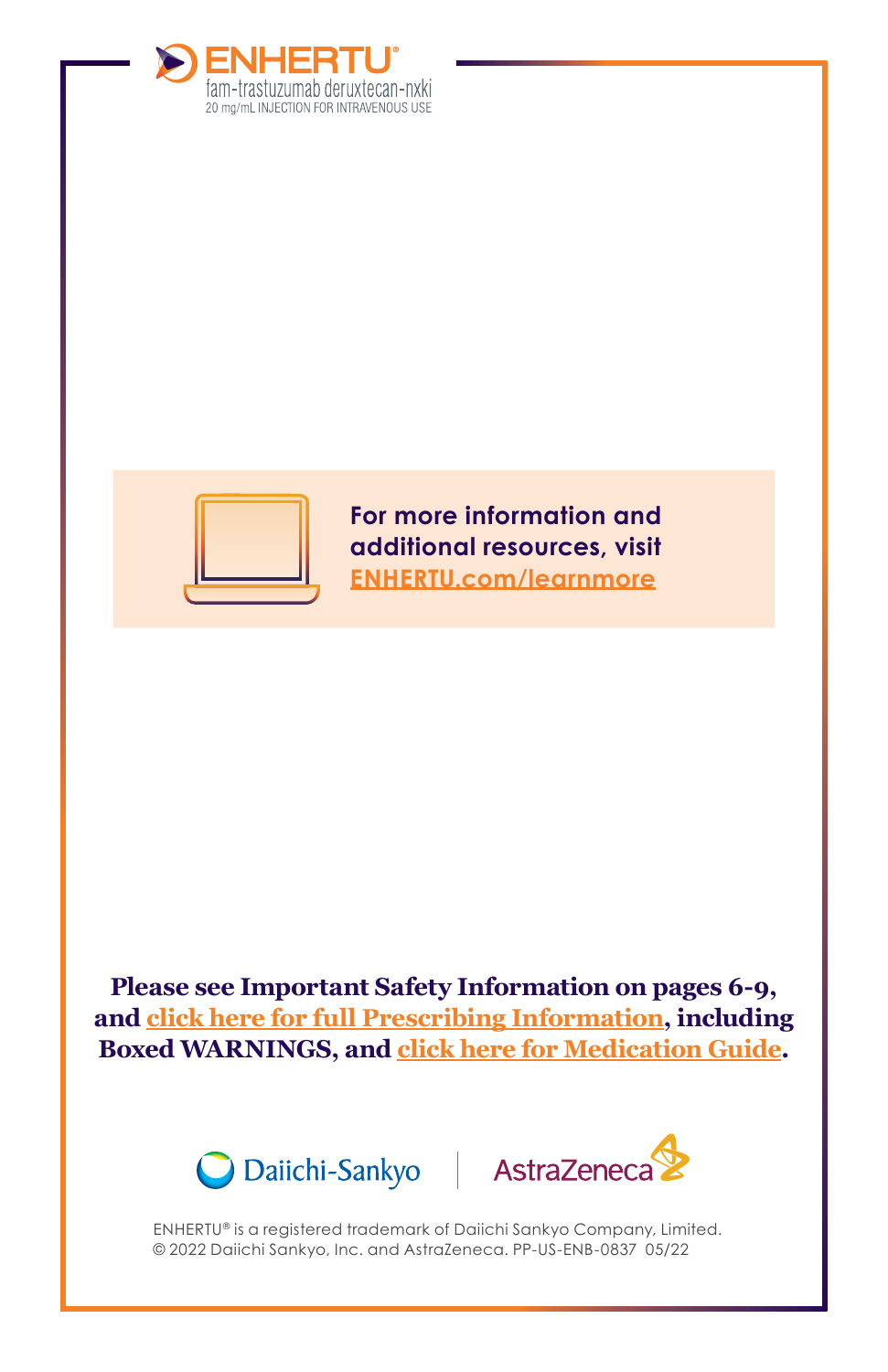ENHERTU®
fam-trastuzumab deruxtecan-nxki
20 mg/mL INJECTION FOR INTRAVENOUS USE

For more information and additional resources, visit ENHERTU.com/learnmore

**Please see Important Safety Information on pages 6-9, and click here for full Prescribing Information, including Boxed WARNINGS, and click here for Medication Guide.**

Daiichi-Sankyo | AstraZeneca

ENHERTU® is a registered trademark of Daiichi Sankyo Company, Limited.
© 2022 Daiichi Sankyo, Inc. and AstraZeneca. PP-US-ENB-0837 05/22